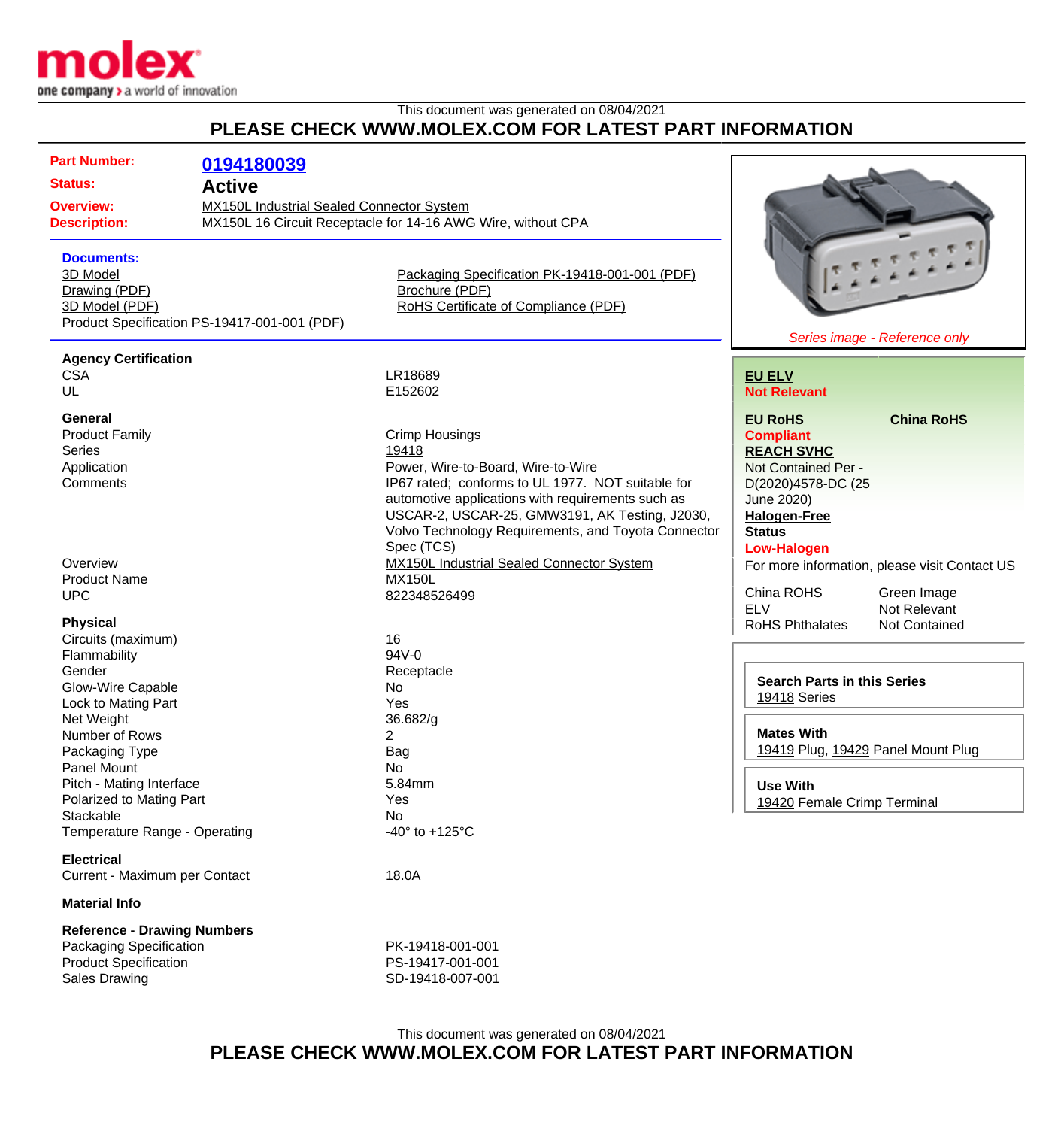This document was generated on 08/04/2021

## PLEASE CHECK WWW.MOLEX.COM FOR LATEST PART INFORMATION

**Part Number:** 0194180039

**Status:** Active

**Overview:** MX150L Industrial Sealed Connector System

**Description:** MX150L 16 Circuit Receptacle for 14-16 AWG Wire, without CPA

### Documents:

- 3D Model
- Drawing (PDF)
- 3D Model (PDF)
- Product Specification PS-19417-001-001 (PDF)
- Packaging Specification PK-19418-001-001 (PDF)
- Brochure (PDF)
- RoHS Certificate of Compliance (PDF)

*Series image - Reference only*

**EU ELV**
Not Relevant

**EU RoHS**
Compliant

**China RoHS**

**REACH SVHC**
Not Contained Per - D(2020)4578-DC (25 June 2020)

**Halogen-Free Status**
Low-Halogen

For more information, please visit Contact US

| | |
|---|---|
| China ROHS | Green Image |
| ELV | Not Relevant |
| RoHS Phthalates | Not Contained |

### Agency Certification

| | |
|---|---|
| CSA | LR18689 |
| UL | E152602 |

### General

| | |
|---|---|
| Product Family | Crimp Housings |
| Series | 19418 |
| Application | Power, Wire-to-Board, Wire-to-Wire |
| Comments | IP67 rated; conforms to UL 1977. NOT suitable for automotive applications with requirements such as USCAR-2, USCAR-25, GMW3191, AK Testing, J2030, Volvo Technology Requirements, and Toyota Connector Spec (TCS) |
| Overview | MX150L Industrial Sealed Connector System |
| Product Name | MX150L |
| UPC | 822348526499 |

### Physical

| | |
|---|---|
| Circuits (maximum) | 16 |
| Flammability | 94V-0 |
| Gender | Receptacle |
| Glow-Wire Capable | No |
| Lock to Mating Part | Yes |
| Net Weight | 36.682/g |
| Number of Rows | 2 |
| Packaging Type | Bag |
| Panel Mount | No |
| Pitch - Mating Interface | 5.84mm |
| Polarized to Mating Part | Yes |
| Stackable | No |
| Temperature Range - Operating | -40° to +125°C |

### Electrical

| | |
|---|---|
| Current - Maximum per Contact | 18.0A |

### Material Info

### Reference - Drawing Numbers

| | |
|---|---|
| Packaging Specification | PK-19418-001-001 |
| Product Specification | PS-19417-001-001 |
| Sales Drawing | SD-19418-007-001 |

**Search Parts in this Series**
19418 Series

**Mates With**
19419 Plug, 19429 Panel Mount Plug

**Use With**
19420 Female Crimp Terminal

This document was generated on 08/04/2021

## PLEASE CHECK WWW.MOLEX.COM FOR LATEST PART INFORMATION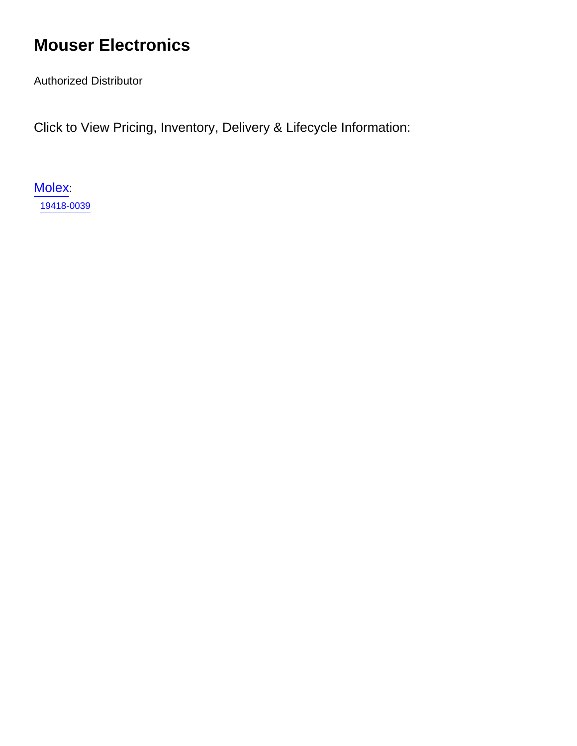# Mouser Electronics

Authorized Distributor

Click to View Pricing, Inventory, Delivery & Lifecycle Information:

Molex:

19418-0039